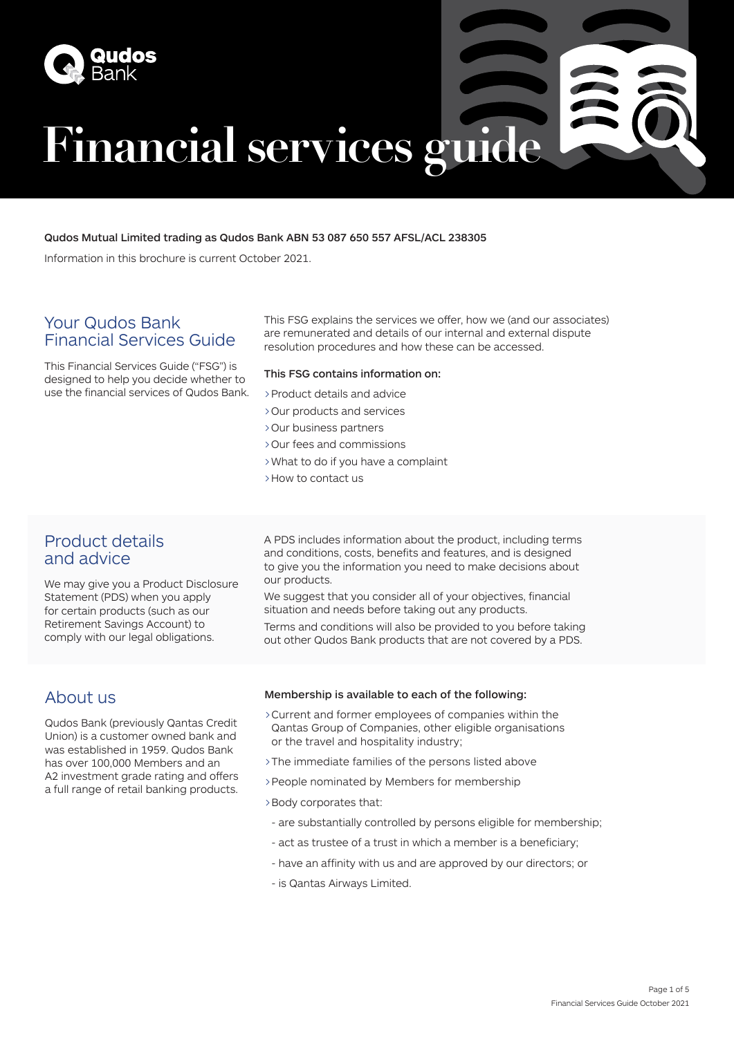# Financial services guide

**Qudos Mutual Limited trading as Qudos Bank ABN 53 087 650 557 AFSL/ACL 238305**

Information in this brochure is current October 2021.

## Your Qudos Bank Financial Services Guide

This Financial Services Guide ("FSG") is designed to help you decide whether to use the financial services of Qudos Bank.

This FSG explains the services we offer, how we (and our associates) are remunerated and details of our internal and external dispute resolution procedures and how these can be accessed.

**This FSG contains information on:**

- Product details and advice
- Our products and services
- Our business partners
- Our fees and commissions
- What to do if you have a complaint
- How to contact us

## Product details and advice

We may give you a Product Disclosure Statement (PDS) when you apply for certain products (such as our Retirement Savings Account) to comply with our legal obligations.

A PDS includes information about the product, including terms and conditions, costs, benefits and features, and is designed to give you the information you need to make decisions about our products.

We suggest that you consider all of your objectives, financial situation and needs before taking out any products.

Terms and conditions will also be provided to you before taking out other Qudos Bank products that are not covered by a PDS.

## About us

Qudos Bank (previously Qantas Credit Union) is a customer owned bank and was established in 1959. Qudos Bank has over 100,000 Members and an A2 investment grade rating and offers a full range of retail banking products.

**Membership is available to each of the following:**

- Current and former employees of companies within the Qantas Group of Companies, other eligible organisations or the travel and hospitality industry;
- The immediate families of the persons listed above
- People nominated by Members for membership
- Body corporates that:
  - are substantially controlled by persons eligible for membership;
  - act as trustee of a trust in which a member is a beneficiary;
  - have an affinity with us and are approved by our directors; or
  - is Qantas Airways Limited.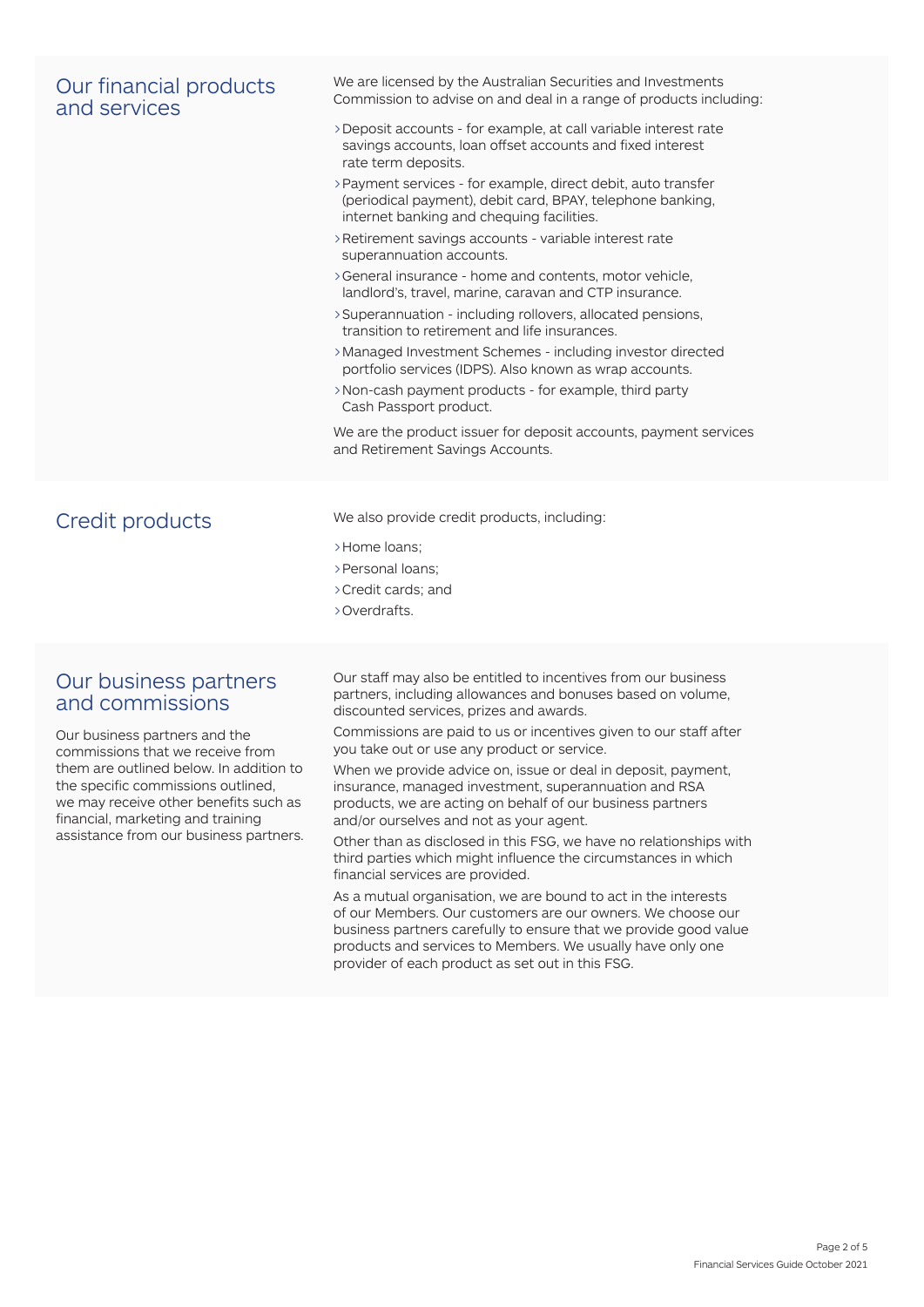## Our financial products and services

We are licensed by the Australian Securities and Investments Commission to advise on and deal in a range of products including:

- Deposit accounts - for example, at call variable interest rate savings accounts, loan offset accounts and fixed interest rate term deposits.
- Payment services - for example, direct debit, auto transfer (periodical payment), debit card, BPAY, telephone banking, internet banking and chequing facilities.
- Retirement savings accounts - variable interest rate superannuation accounts.
- General insurance - home and contents, motor vehicle, landlord's, travel, marine, caravan and CTP insurance.
- Superannuation - including rollovers, allocated pensions, transition to retirement and life insurances.
- Managed Investment Schemes - including investor directed portfolio services (IDPS). Also known as wrap accounts.
- Non-cash payment products - for example, third party Cash Passport product.

We are the product issuer for deposit accounts, payment services and Retirement Savings Accounts.

## Credit products

We also provide credit products, including:

- Home loans;
- Personal loans;
- Credit cards; and
- Overdrafts.

## Our business partners and commissions

Our business partners and the commissions that we receive from them are outlined below. In addition to the specific commissions outlined, we may receive other benefits such as financial, marketing and training assistance from our business partners.

Our staff may also be entitled to incentives from our business partners, including allowances and bonuses based on volume, discounted services, prizes and awards.

Commissions are paid to us or incentives given to our staff after you take out or use any product or service.

When we provide advice on, issue or deal in deposit, payment, insurance, managed investment, superannuation and RSA products, we are acting on behalf of our business partners and/or ourselves and not as your agent.

Other than as disclosed in this FSG, we have no relationships with third parties which might influence the circumstances in which financial services are provided.

As a mutual organisation, we are bound to act in the interests of our Members. Our customers are our owners. We choose our business partners carefully to ensure that we provide good value products and services to Members. We usually have only one provider of each product as set out in this FSG.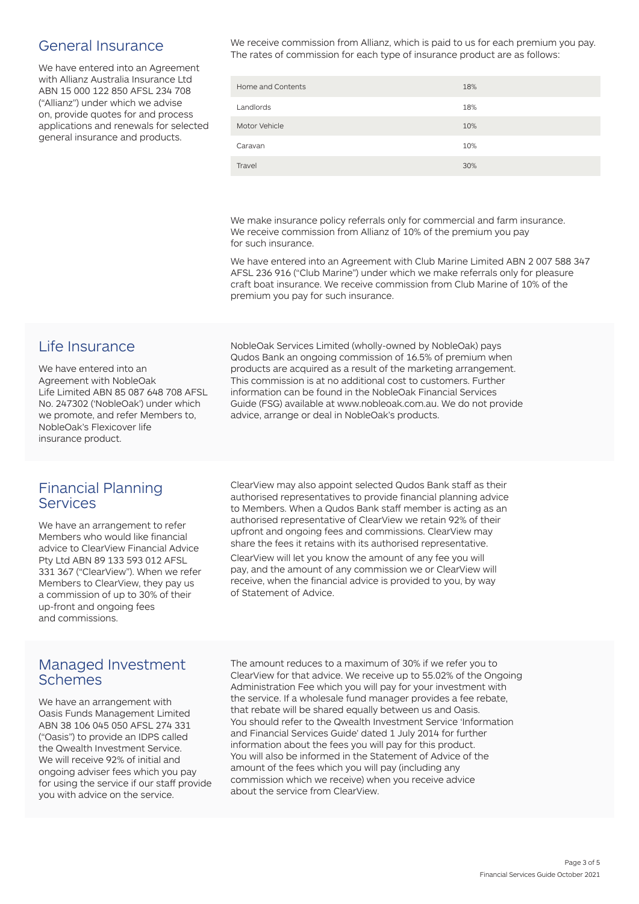## General Insurance

We have entered into an Agreement with Allianz Australia Insurance Ltd ABN 15 000 122 850 AFSL 234 708 ("Allianz") under which we advise on, provide quotes for and process applications and renewals for selected general insurance and products.

We receive commission from Allianz, which is paid to us for each premium you pay. The rates of commission for each type of insurance product are as follows:

| | |
|---|---|
| Home and Contents | 18% |
| Landlords | 18% |
| Motor Vehicle | 10% |
| Caravan | 10% |
| Travel | 30% |

We make insurance policy referrals only for commercial and farm insurance. We receive commission from Allianz of 10% of the premium you pay for such insurance.

We have entered into an Agreement with Club Marine Limited ABN 2 007 588 347 AFSL 236 916 ("Club Marine") under which we make referrals only for pleasure craft boat insurance. We receive commission from Club Marine of 10% of the premium you pay for such insurance.

## Life Insurance

We have entered into an Agreement with NobleOak Life Limited ABN 85 087 648 708 AFSL No. 247302 ('NobleOak') under which we promote, and refer Members to, NobleOak's Flexicover life insurance product.

NobleOak Services Limited (wholly-owned by NobleOak) pays Qudos Bank an ongoing commission of 16.5% of premium when products are acquired as a result of the marketing arrangement. This commission is at no additional cost to customers. Further information can be found in the NobleOak Financial Services Guide (FSG) available at www.nobleoak.com.au. We do not provide advice, arrange or deal in NobleOak's products.

## Financial Planning Services

We have an arrangement to refer Members who would like financial advice to ClearView Financial Advice Pty Ltd ABN 89 133 593 012 AFSL 331 367 ("ClearView"). When we refer Members to ClearView, they pay us a commission of up to 30% of their up-front and ongoing fees and commissions.

ClearView may also appoint selected Qudos Bank staff as their authorised representatives to provide financial planning advice to Members. When a Qudos Bank staff member is acting as an authorised representative of ClearView we retain 92% of their upfront and ongoing fees and commissions. ClearView may share the fees it retains with its authorised representative.

ClearView will let you know the amount of any fee you will pay, and the amount of any commission we or ClearView will receive, when the financial advice is provided to you, by way of Statement of Advice.

## Managed Investment Schemes

We have an arrangement with Oasis Funds Management Limited ABN 38 106 045 050 AFSL 274 331 ("Oasis") to provide an IDPS called the Qwealth Investment Service. We will receive 92% of initial and ongoing adviser fees which you pay for using the service if our staff provide you with advice on the service.

The amount reduces to a maximum of 30% if we refer you to ClearView for that advice. We receive up to 55.02% of the Ongoing Administration Fee which you will pay for your investment with the service. If a wholesale fund manager provides a fee rebate, that rebate will be shared equally between us and Oasis. You should refer to the Qwealth Investment Service 'Information and Financial Services Guide' dated 1 July 2014 for further information about the fees you will pay for this product. You will also be informed in the Statement of Advice of the amount of the fees which you will pay (including any commission which we receive) when you receive advice about the service from ClearView.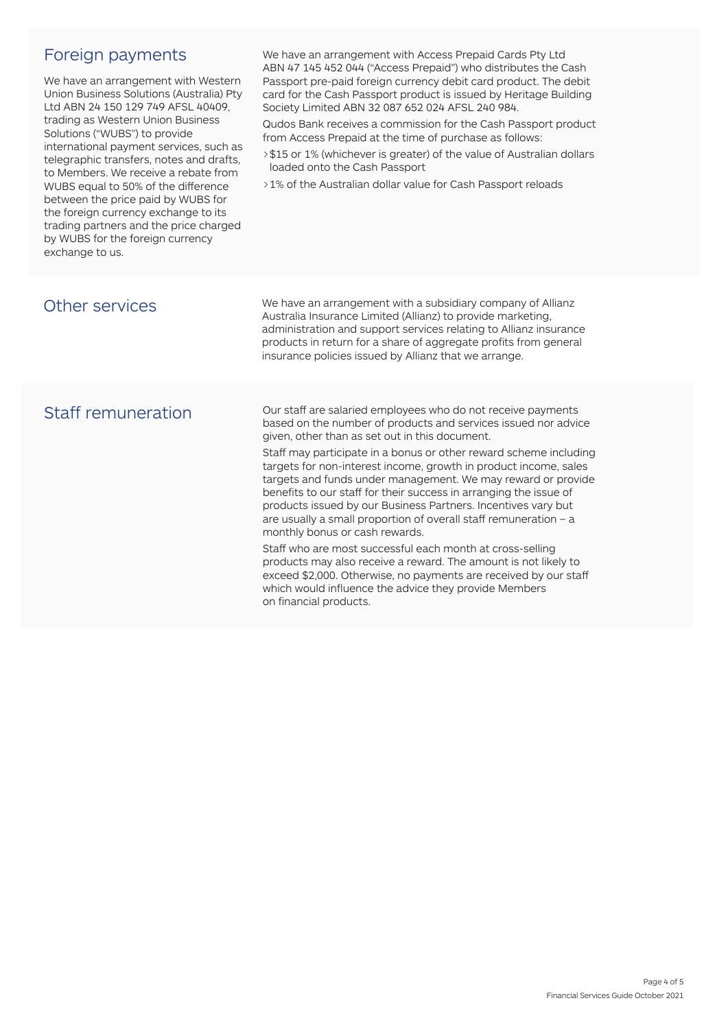## Foreign payments

We have an arrangement with Western Union Business Solutions (Australia) Pty Ltd ABN 24 150 129 749 AFSL 40409, trading as Western Union Business Solutions ("WUBS") to provide international payment services, such as telegraphic transfers, notes and drafts, to Members. We receive a rebate from WUBS equal to 50% of the difference between the price paid by WUBS for the foreign currency exchange to its trading partners and the price charged by WUBS for the foreign currency exchange to us.

We have an arrangement with Access Prepaid Cards Pty Ltd ABN 47 145 452 044 ("Access Prepaid") who distributes the Cash Passport pre-paid foreign currency debit card product. The debit card for the Cash Passport product is issued by Heritage Building Society Limited ABN 32 087 652 024 AFSL 240 984.

Qudos Bank receives a commission for the Cash Passport product from Access Prepaid at the time of purchase as follows:

- $15 or 1% (whichever is greater) of the value of Australian dollars loaded onto the Cash Passport
- 1% of the Australian dollar value for Cash Passport reloads

## Other services

We have an arrangement with a subsidiary company of Allianz Australia Insurance Limited (Allianz) to provide marketing, administration and support services relating to Allianz insurance products in return for a share of aggregate profits from general insurance policies issued by Allianz that we arrange.

## Staff remuneration

Our staff are salaried employees who do not receive payments based on the number of products and services issued nor advice given, other than as set out in this document.

Staff may participate in a bonus or other reward scheme including targets for non-interest income, growth in product income, sales targets and funds under management. We may reward or provide benefits to our staff for their success in arranging the issue of products issued by our Business Partners. Incentives vary but are usually a small proportion of overall staff remuneration – a monthly bonus or cash rewards.

Staff who are most successful each month at cross-selling products may also receive a reward. The amount is not likely to exceed $2,000. Otherwise, no payments are received by our staff which would influence the advice they provide Members on financial products.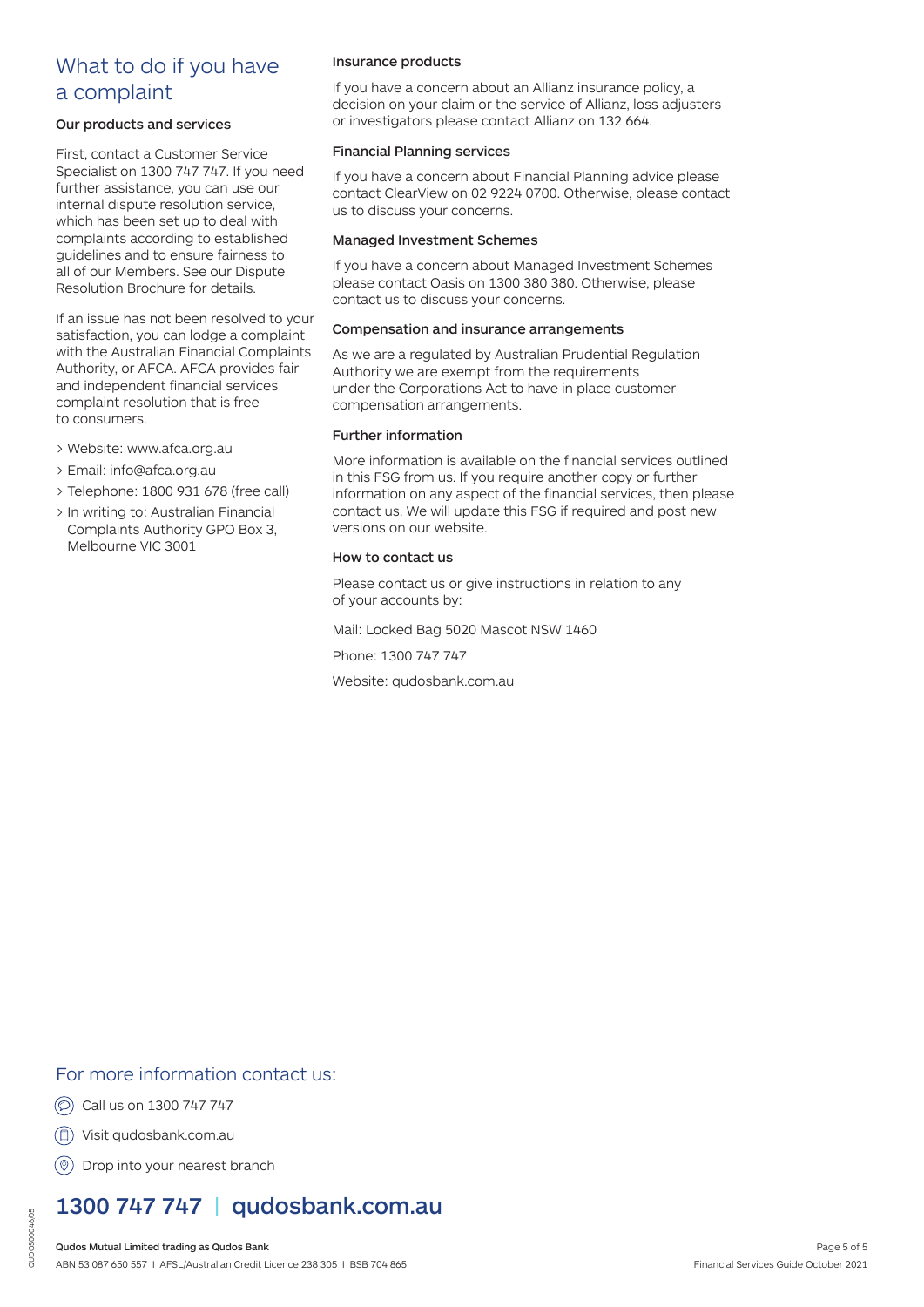## What to do if you have a complaint

### Our products and services

First, contact a Customer Service Specialist on 1300 747 747. If you need further assistance, you can use our internal dispute resolution service, which has been set up to deal with complaints according to established guidelines and to ensure fairness to all of our Members. See our Dispute Resolution Brochure for details.

If an issue has not been resolved to your satisfaction, you can lodge a complaint with the Australian Financial Complaints Authority, or AFCA. AFCA provides fair and independent financial services complaint resolution that is free to consumers.

- Website: www.afca.org.au
- Email: info@afca.org.au
- Telephone: 1800 931 678 (free call)
- In writing to: Australian Financial Complaints Authority GPO Box 3, Melbourne VIC 3001

### Insurance products

If you have a concern about an Allianz insurance policy, a decision on your claim or the service of Allianz, loss adjusters or investigators please contact Allianz on 132 664.

### Financial Planning services

If you have a concern about Financial Planning advice please contact ClearView on 02 9224 0700. Otherwise, please contact us to discuss your concerns.

### Managed Investment Schemes

If you have a concern about Managed Investment Schemes please contact Oasis on 1300 380 380. Otherwise, please contact us to discuss your concerns.

### Compensation and insurance arrangements

As we are a regulated by Australian Prudential Regulation Authority we are exempt from the requirements under the Corporations Act to have in place customer compensation arrangements.

### Further information

More information is available on the financial services outlined in this FSG from us. If you require another copy or further information on any aspect of the financial services, then please contact us. We will update this FSG if required and post new versions on our website.

### How to contact us

Please contact us or give instructions in relation to any of your accounts by:

Mail: Locked Bag 5020 Mascot NSW 1460

Phone: 1300 747 747

Website: qudosbank.com.au

## For more information contact us:

- Call us on 1300 747 747
- Visit qudosbank.com.au
- Drop into your nearest branch

**1300 747 747 | qudosbank.com.au**

**Qudos Mutual Limited trading as Qudos Bank**

ABN 53 087 650 557 I AFSL/Australian Credit Licence 238 305 I BSB 704 865

Financial Services Guide October 2021

QUDOS00046/05